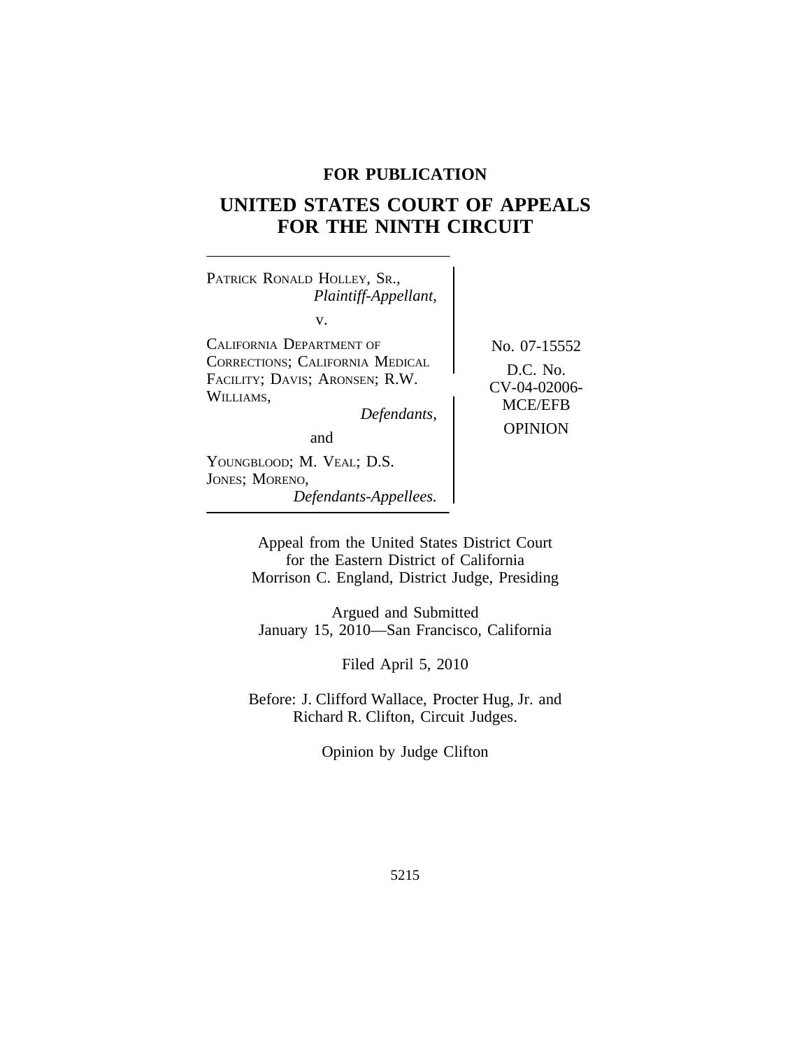**FOR PUBLICATION**

# UNITED STATES COURT OF APPEALS FOR THE NINTH CIRCUIT

PATRICK RONALD HOLLEY, SR.,
*Plaintiff-Appellant,*

v.

CALIFORNIA DEPARTMENT OF CORRECTIONS; CALIFORNIA MEDICAL FACILITY; DAVIS; ARONSEN; R.W. WILLIAMS,
*Defendants,*

and

YOUNGBLOOD; M. VEAL; D.S. JONES; MORENO,
*Defendants-Appellees.*

No. 07-15552

D.C. No. CV-04-02006-MCE/EFB

OPINION

Appeal from the United States District Court for the Eastern District of California
Morrison C. England, District Judge, Presiding

Argued and Submitted
January 15, 2010—San Francisco, California

Filed April 5, 2010

Before: J. Clifford Wallace, Procter Hug, Jr. and Richard R. Clifton, Circuit Judges.

Opinion by Judge Clifton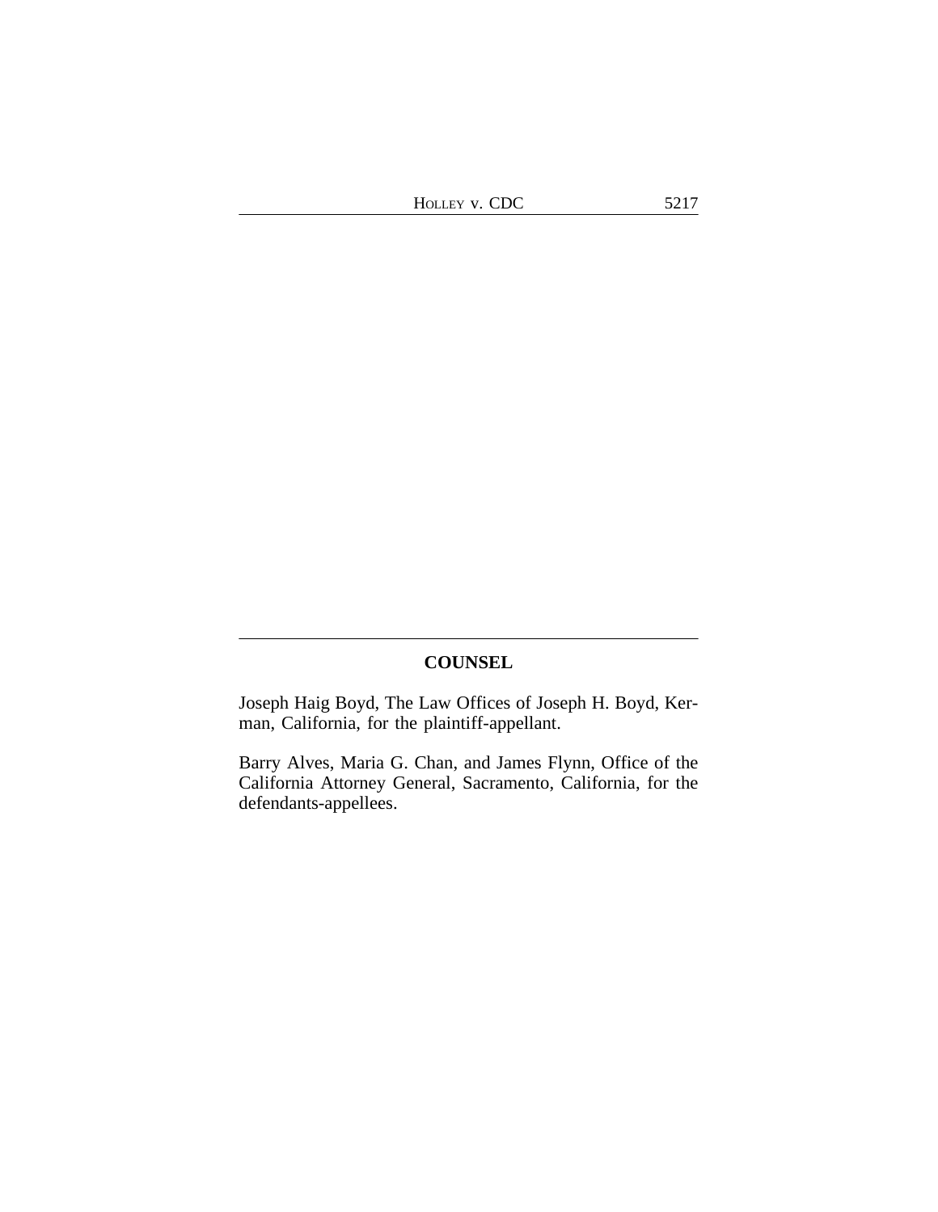## COUNSEL

Joseph Haig Boyd, The Law Offices of Joseph H. Boyd, Kerman, California, for the plaintiff-appellant.

Barry Alves, Maria G. Chan, and James Flynn, Office of the California Attorney General, Sacramento, California, for the defendants-appellees.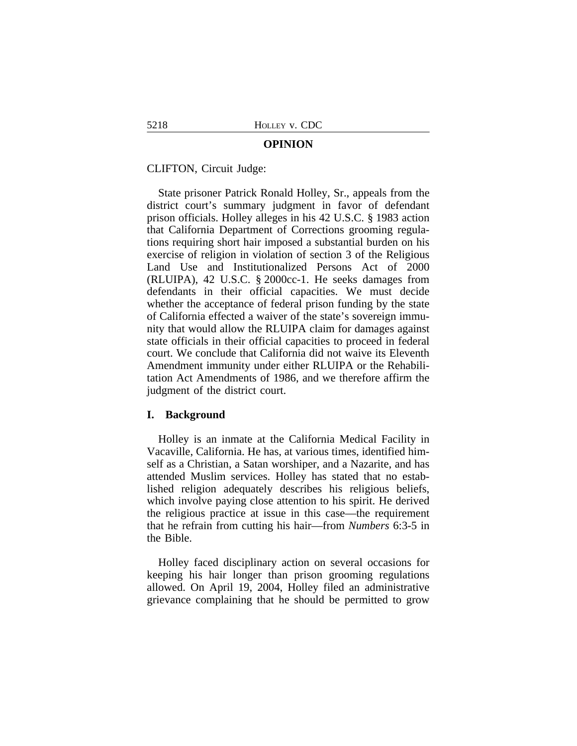## OPINION

CLIFTON, Circuit Judge:

State prisoner Patrick Ronald Holley, Sr., appeals from the district court's summary judgment in favor of defendant prison officials. Holley alleges in his 42 U.S.C. § 1983 action that California Department of Corrections grooming regulations requiring short hair imposed a substantial burden on his exercise of religion in violation of section 3 of the Religious Land Use and Institutionalized Persons Act of 2000 (RLUIPA), 42 U.S.C. § 2000cc-1. He seeks damages from defendants in their official capacities. We must decide whether the acceptance of federal prison funding by the state of California effected a waiver of the state's sovereign immunity that would allow the RLUIPA claim for damages against state officials in their official capacities to proceed in federal court. We conclude that California did not waive its Eleventh Amendment immunity under either RLUIPA or the Rehabilitation Act Amendments of 1986, and we therefore affirm the judgment of the district court.

### I. Background

Holley is an inmate at the California Medical Facility in Vacaville, California. He has, at various times, identified himself as a Christian, a Satan worshiper, and a Nazarite, and has attended Muslim services. Holley has stated that no established religion adequately describes his religious beliefs, which involve paying close attention to his spirit. He derived the religious practice at issue in this case—the requirement that he refrain from cutting his hair—from *Numbers* 6:3-5 in the Bible.

Holley faced disciplinary action on several occasions for keeping his hair longer than prison grooming regulations allowed. On April 19, 2004, Holley filed an administrative grievance complaining that he should be permitted to grow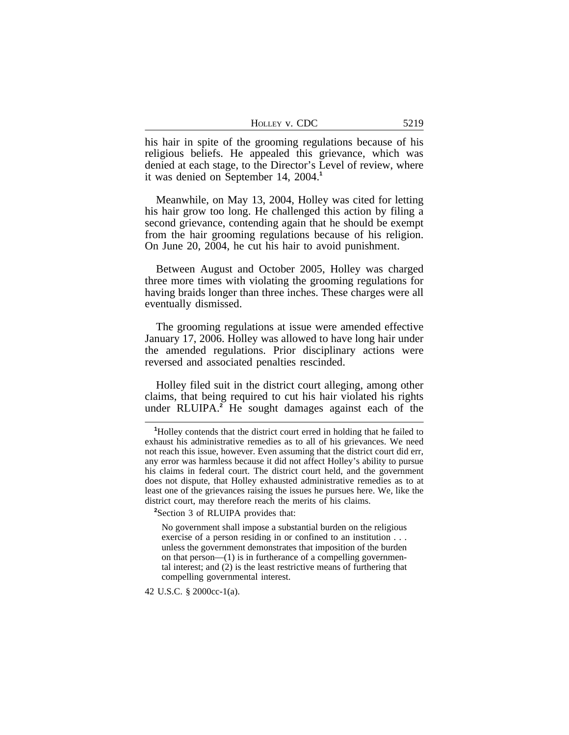his hair in spite of the grooming regulations because of his religious beliefs. He appealed this grievance, which was denied at each stage, to the Director's Level of review, where it was denied on September 14, 2004.[1]

Meanwhile, on May 13, 2004, Holley was cited for letting his hair grow too long. He challenged this action by filing a second grievance, contending again that he should be exempt from the hair grooming regulations because of his religion. On June 20, 2004, he cut his hair to avoid punishment.

Between August and October 2005, Holley was charged three more times with violating the grooming regulations for having braids longer than three inches. These charges were all eventually dismissed.

The grooming regulations at issue were amended effective January 17, 2006. Holley was allowed to have long hair under the amended regulations. Prior disciplinary actions were reversed and associated penalties rescinded.

Holley filed suit in the district court alleging, among other claims, that being required to cut his hair violated his rights under RLUIPA.[2] He sought damages against each of the

---

[1]Holley contends that the district court erred in holding that he failed to exhaust his administrative remedies as to all of his grievances. We need not reach this issue, however. Even assuming that the district court did err, any error was harmless because it did not affect Holley's ability to pursue his claims in federal court. The district court held, and the government does not dispute, that Holley exhausted administrative remedies as to at least one of the grievances raising the issues he pursues here. We, like the district court, may therefore reach the merits of his claims.

[2]Section 3 of RLUIPA provides that:

> No government shall impose a substantial burden on the religious exercise of a person residing in or confined to an institution . . . unless the government demonstrates that imposition of the burden on that person—(1) is in furtherance of a compelling governmental interest; and (2) is the least restrictive means of furthering that compelling governmental interest.

42 U.S.C. § 2000cc-1(a).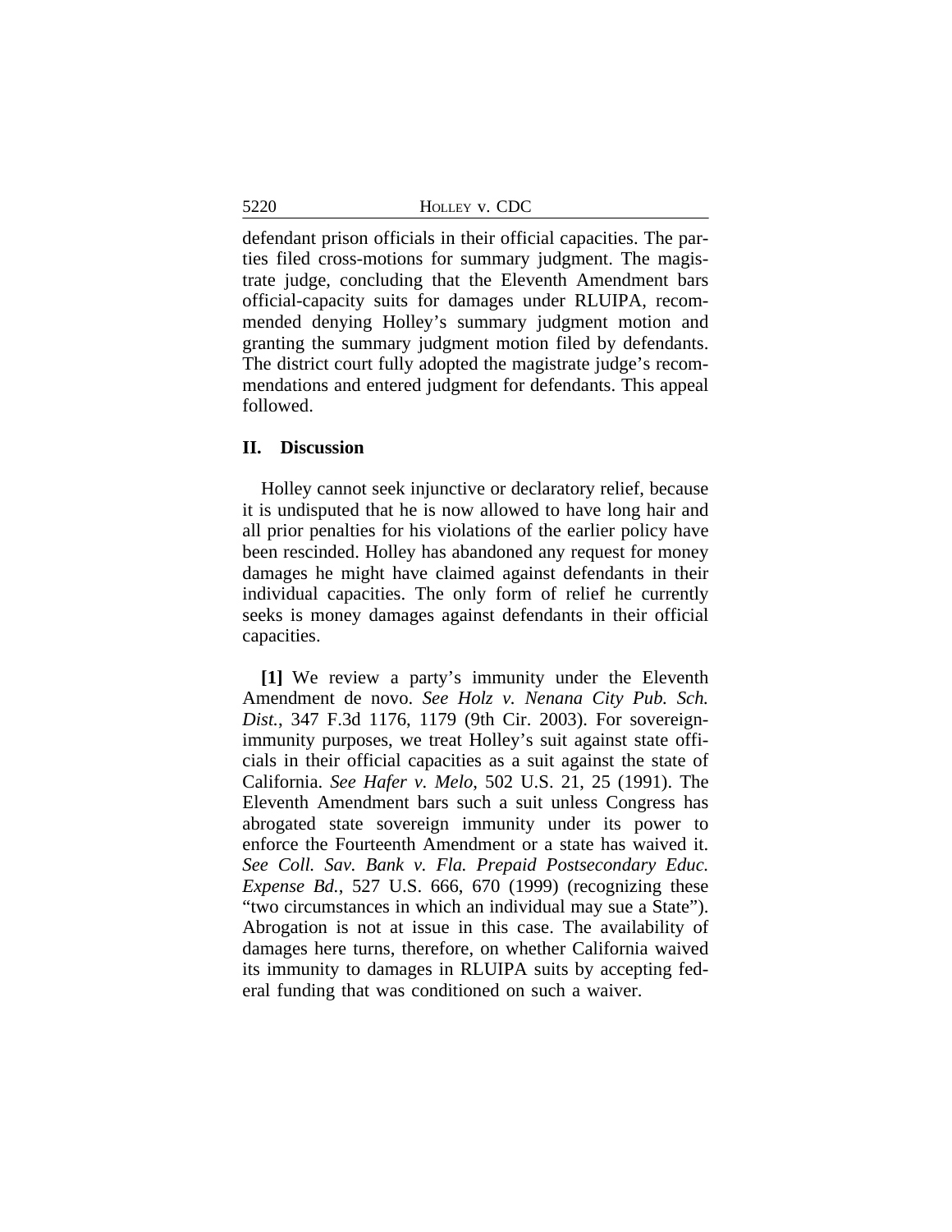defendant prison officials in their official capacities. The parties filed cross-motions for summary judgment. The magistrate judge, concluding that the Eleventh Amendment bars official-capacity suits for damages under RLUIPA, recommended denying Holley's summary judgment motion and granting the summary judgment motion filed by defendants. The district court fully adopted the magistrate judge's recommendations and entered judgment for defendants. This appeal followed.

## II. Discussion

Holley cannot seek injunctive or declaratory relief, because it is undisputed that he is now allowed to have long hair and all prior penalties for his violations of the earlier policy have been rescinded. Holley has abandoned any request for money damages he might have claimed against defendants in their individual capacities. The only form of relief he currently seeks is money damages against defendants in their official capacities.

**[1]** We review a party's immunity under the Eleventh Amendment de novo. *See Holz v. Nenana City Pub. Sch. Dist.*, 347 F.3d 1176, 1179 (9th Cir. 2003). For sovereign-immunity purposes, we treat Holley's suit against state officials in their official capacities as a suit against the state of California. *See Hafer v. Melo*, 502 U.S. 21, 25 (1991). The Eleventh Amendment bars such a suit unless Congress has abrogated state sovereign immunity under its power to enforce the Fourteenth Amendment or a state has waived it. *See Coll. Sav. Bank v. Fla. Prepaid Postsecondary Educ. Expense Bd.*, 527 U.S. 666, 670 (1999) (recognizing these "two circumstances in which an individual may sue a State"). Abrogation is not at issue in this case. The availability of damages here turns, therefore, on whether California waived its immunity to damages in RLUIPA suits by accepting federal funding that was conditioned on such a waiver.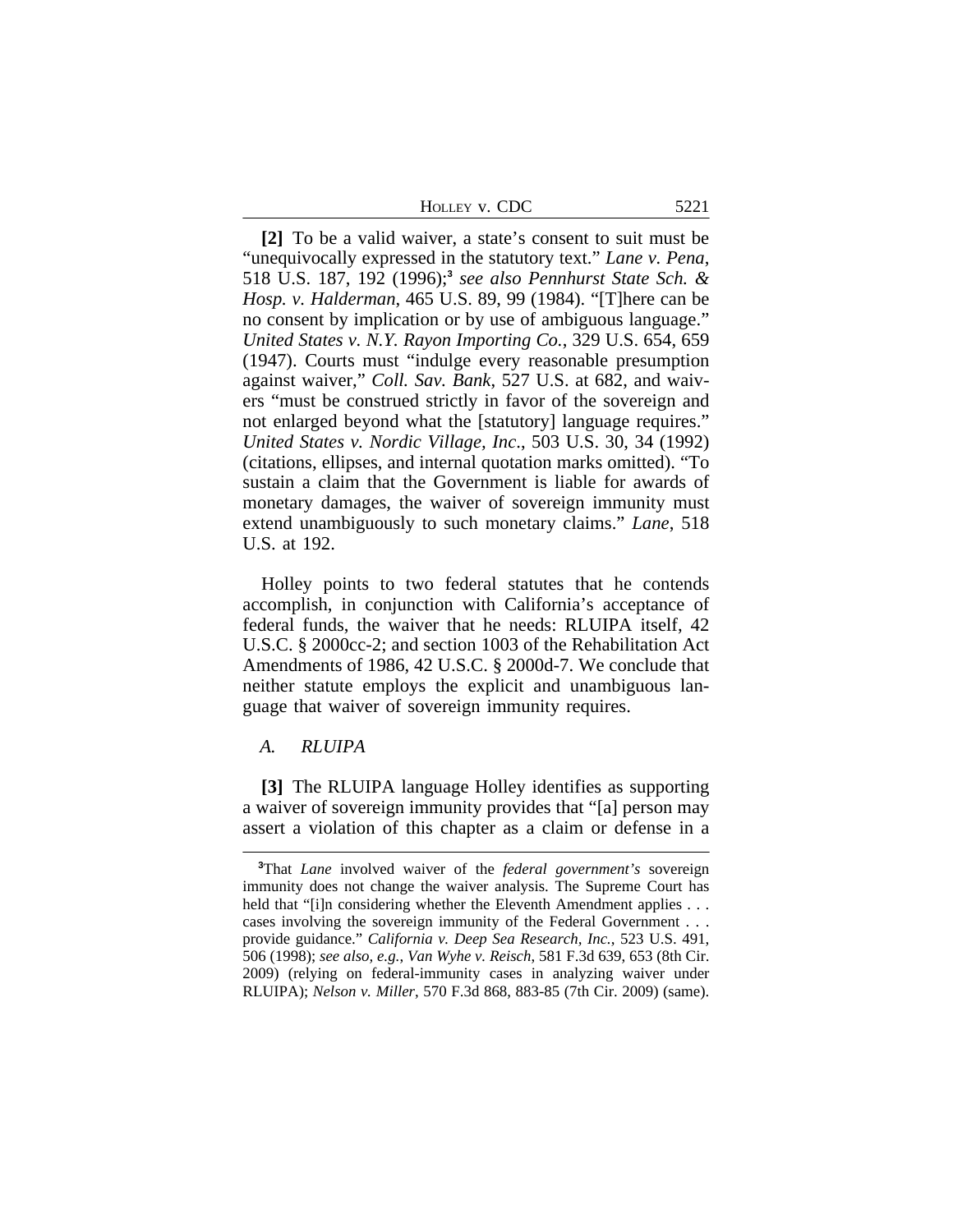**[2]** To be a valid waiver, a state's consent to suit must be "unequivocally expressed in the statutory text." *Lane v. Pena*, 518 U.S. 187, 192 (1996);[3] *see also Pennhurst State Sch. & Hosp. v. Halderman*, 465 U.S. 89, 99 (1984). "[T]here can be no consent by implication or by use of ambiguous language." *United States v. N.Y. Rayon Importing Co.*, 329 U.S. 654, 659 (1947). Courts must "indulge every reasonable presumption against waiver," *Coll. Sav. Bank*, 527 U.S. at 682, and waivers "must be construed strictly in favor of the sovereign and not enlarged beyond what the [statutory] language requires." *United States v. Nordic Village, Inc*., 503 U.S. 30, 34 (1992) (citations, ellipses, and internal quotation marks omitted). "To sustain a claim that the Government is liable for awards of monetary damages, the waiver of sovereign immunity must extend unambiguously to such monetary claims." *Lane*, 518 U.S. at 192.

Holley points to two federal statutes that he contends accomplish, in conjunction with California's acceptance of federal funds, the waiver that he needs: RLUIPA itself, 42 U.S.C. § 2000cc-2; and section 1003 of the Rehabilitation Act Amendments of 1986, 42 U.S.C. § 2000d-7. We conclude that neither statute employs the explicit and unambiguous language that waiver of sovereign immunity requires.

*A. RLUIPA*

**[3]** The RLUIPA language Holley identifies as supporting a waiver of sovereign immunity provides that "[a] person may assert a violation of this chapter as a claim or defense in a

---

[3]That *Lane* involved waiver of the *federal government's* sovereign immunity does not change the waiver analysis. The Supreme Court has held that "[i]n considering whether the Eleventh Amendment applies . . . cases involving the sovereign immunity of the Federal Government . . . provide guidance." *California v. Deep Sea Research, Inc.*, 523 U.S. 491, 506 (1998); *see also, e.g.*, *Van Wyhe v. Reisch*, 581 F.3d 639, 653 (8th Cir. 2009) (relying on federal-immunity cases in analyzing waiver under RLUIPA); *Nelson v. Miller*, 570 F.3d 868, 883-85 (7th Cir. 2009) (same).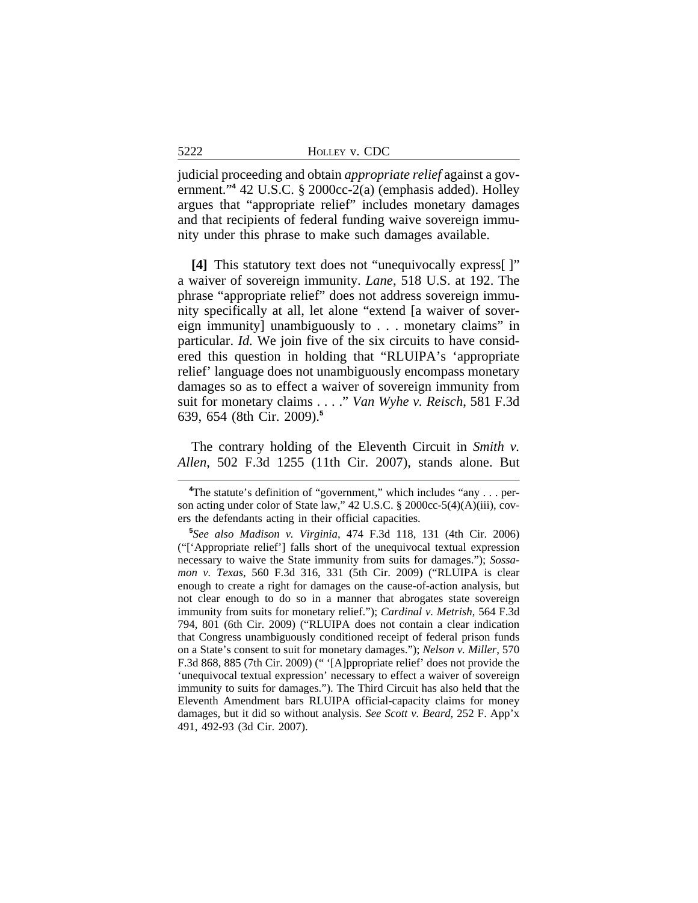judicial proceeding and obtain *appropriate relief* against a government."[4] 42 U.S.C. § 2000cc-2(a) (emphasis added). Holley argues that "appropriate relief" includes monetary damages and that recipients of federal funding waive sovereign immunity under this phrase to make such damages available.

**[4]** This statutory text does not "unequivocally express[ ]" a waiver of sovereign immunity. *Lane*, 518 U.S. at 192. The phrase "appropriate relief" does not address sovereign immunity specifically at all, let alone "extend [a waiver of sovereign immunity] unambiguously to . . . monetary claims" in particular. *Id.* We join five of the six circuits to have considered this question in holding that "RLUIPA's 'appropriate relief' language does not unambiguously encompass monetary damages so as to effect a waiver of sovereign immunity from suit for monetary claims . . . ." *Van Wyhe v. Reisch*, 581 F.3d 639, 654 (8th Cir. 2009).[5]

The contrary holding of the Eleventh Circuit in *Smith v. Allen*, 502 F.3d 1255 (11th Cir. 2007), stands alone. But

---

[4]The statute's definition of "government," which includes "any . . . person acting under color of State law," 42 U.S.C. § 2000cc-5(4)(A)(iii), covers the defendants acting in their official capacities.

[5]*See also Madison v. Virginia*, 474 F.3d 118, 131 (4th Cir. 2006) ("['Appropriate relief'] falls short of the unequivocal textual expression necessary to waive the State immunity from suits for damages."); *Sossamon v. Texas*, 560 F.3d 316, 331 (5th Cir. 2009) ("RLUIPA is clear enough to create a right for damages on the cause-of-action analysis, but not clear enough to do so in a manner that abrogates state sovereign immunity from suits for monetary relief."); *Cardinal v. Metrish*, 564 F.3d 794, 801 (6th Cir. 2009) ("RLUIPA does not contain a clear indication that Congress unambiguously conditioned receipt of federal prison funds on a State's consent to suit for monetary damages."); *Nelson v. Miller*, 570 F.3d 868, 885 (7th Cir. 2009) (" '[A]ppropriate relief' does not provide the 'unequivocal textual expression' necessary to effect a waiver of sovereign immunity to suits for damages."). The Third Circuit has also held that the Eleventh Amendment bars RLUIPA official-capacity claims for money damages, but it did so without analysis. *See Scott v. Beard*, 252 F. App'x 491, 492-93 (3d Cir. 2007).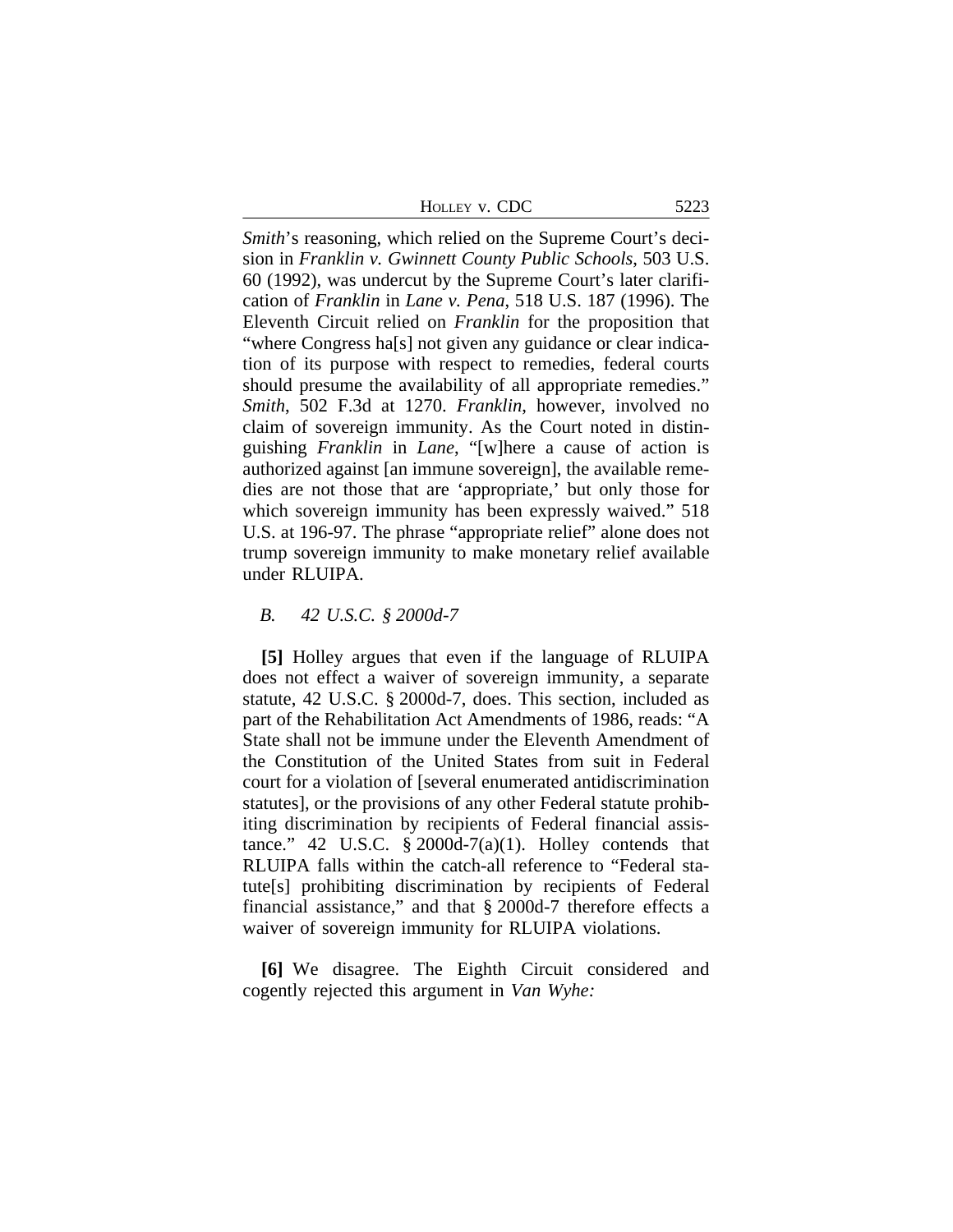*Smith*'s reasoning, which relied on the Supreme Court's decision in *Franklin v. Gwinnett County Public Schools*, 503 U.S. 60 (1992), was undercut by the Supreme Court's later clarification of *Franklin* in *Lane v. Pena*, 518 U.S. 187 (1996). The Eleventh Circuit relied on *Franklin* for the proposition that "where Congress ha[s] not given any guidance or clear indication of its purpose with respect to remedies, federal courts should presume the availability of all appropriate remedies." *Smith*, 502 F.3d at 1270. *Franklin*, however, involved no claim of sovereign immunity. As the Court noted in distinguishing *Franklin* in *Lane*, "[w]here a cause of action is authorized against [an immune sovereign], the available remedies are not those that are 'appropriate,' but only those for which sovereign immunity has been expressly waived." 518 U.S. at 196-97. The phrase "appropriate relief" alone does not trump sovereign immunity to make monetary relief available under RLUIPA.

### *B. 42 U.S.C. § 2000d-7*

**[5]** Holley argues that even if the language of RLUIPA does not effect a waiver of sovereign immunity, a separate statute, 42 U.S.C. § 2000d-7, does. This section, included as part of the Rehabilitation Act Amendments of 1986, reads: "A State shall not be immune under the Eleventh Amendment of the Constitution of the United States from suit in Federal court for a violation of [several enumerated antidiscrimination statutes], or the provisions of any other Federal statute prohibiting discrimination by recipients of Federal financial assistance." 42 U.S.C. § 2000d-7(a)(1). Holley contends that RLUIPA falls within the catch-all reference to "Federal statute[s] prohibiting discrimination by recipients of Federal financial assistance," and that § 2000d-7 therefore effects a waiver of sovereign immunity for RLUIPA violations.

**[6]** We disagree. The Eighth Circuit considered and cogently rejected this argument in *Van Wyhe:*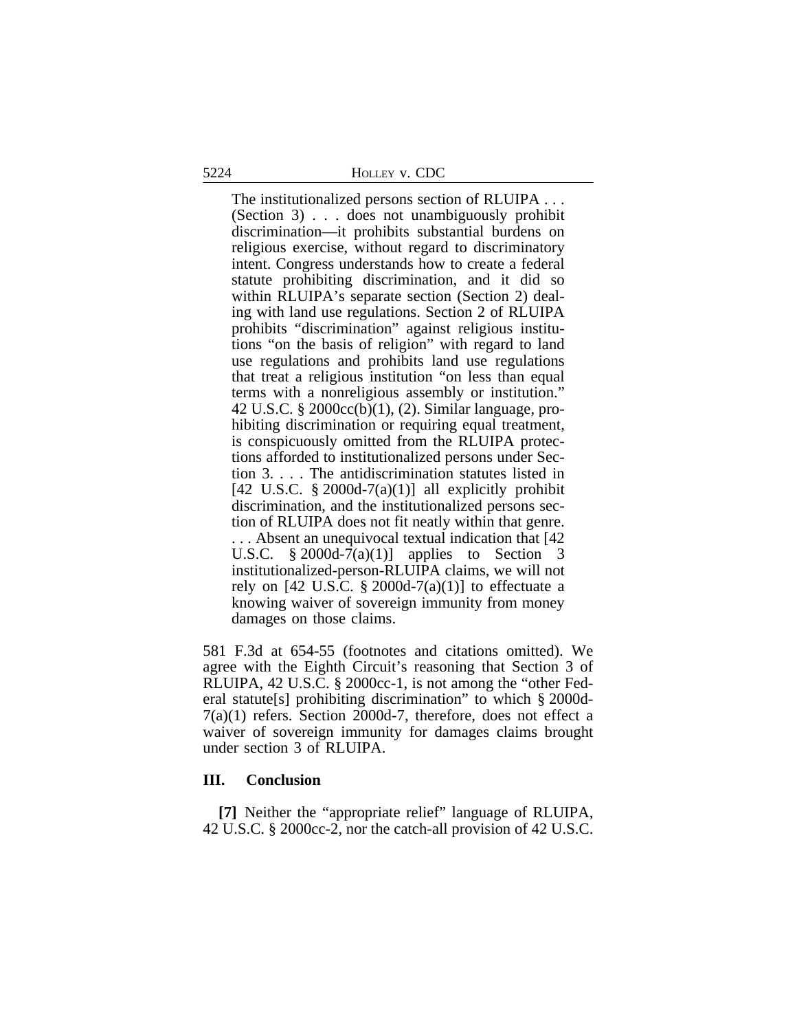> The institutionalized persons section of RLUIPA . . . (Section 3) . . . does not unambiguously prohibit discrimination—it prohibits substantial burdens on religious exercise, without regard to discriminatory intent. Congress understands how to create a federal statute prohibiting discrimination, and it did so within RLUIPA's separate section (Section 2) dealing with land use regulations. Section 2 of RLUIPA prohibits "discrimination" against religious institutions "on the basis of religion" with regard to land use regulations and prohibits land use regulations that treat a religious institution "on less than equal terms with a nonreligious assembly or institution." 42 U.S.C. § 2000cc(b)(1), (2). Similar language, prohibiting discrimination or requiring equal treatment, is conspicuously omitted from the RLUIPA protections afforded to institutionalized persons under Section 3. . . . The antidiscrimination statutes listed in [42 U.S.C. § 2000d-7(a)(1)] all explicitly prohibit discrimination, and the institutionalized persons section of RLUIPA does not fit neatly within that genre. . . . Absent an unequivocal textual indication that [42 U.S.C. § 2000d-7(a)(1)] applies to Section 3 institutionalized-person-RLUIPA claims, we will not rely on [42 U.S.C. § 2000d-7(a)(1)] to effectuate a knowing waiver of sovereign immunity from money damages on those claims.

581 F.3d at 654-55 (footnotes and citations omitted). We agree with the Eighth Circuit's reasoning that Section 3 of RLUIPA, 42 U.S.C. § 2000cc-1, is not among the "other Federal statute[s] prohibiting discrimination" to which § 2000d-7(a)(1) refers. Section 2000d-7, therefore, does not effect a waiver of sovereign immunity for damages claims brought under section 3 of RLUIPA.

## III. Conclusion

**[7]** Neither the "appropriate relief" language of RLUIPA, 42 U.S.C. § 2000cc-2, nor the catch-all provision of 42 U.S.C.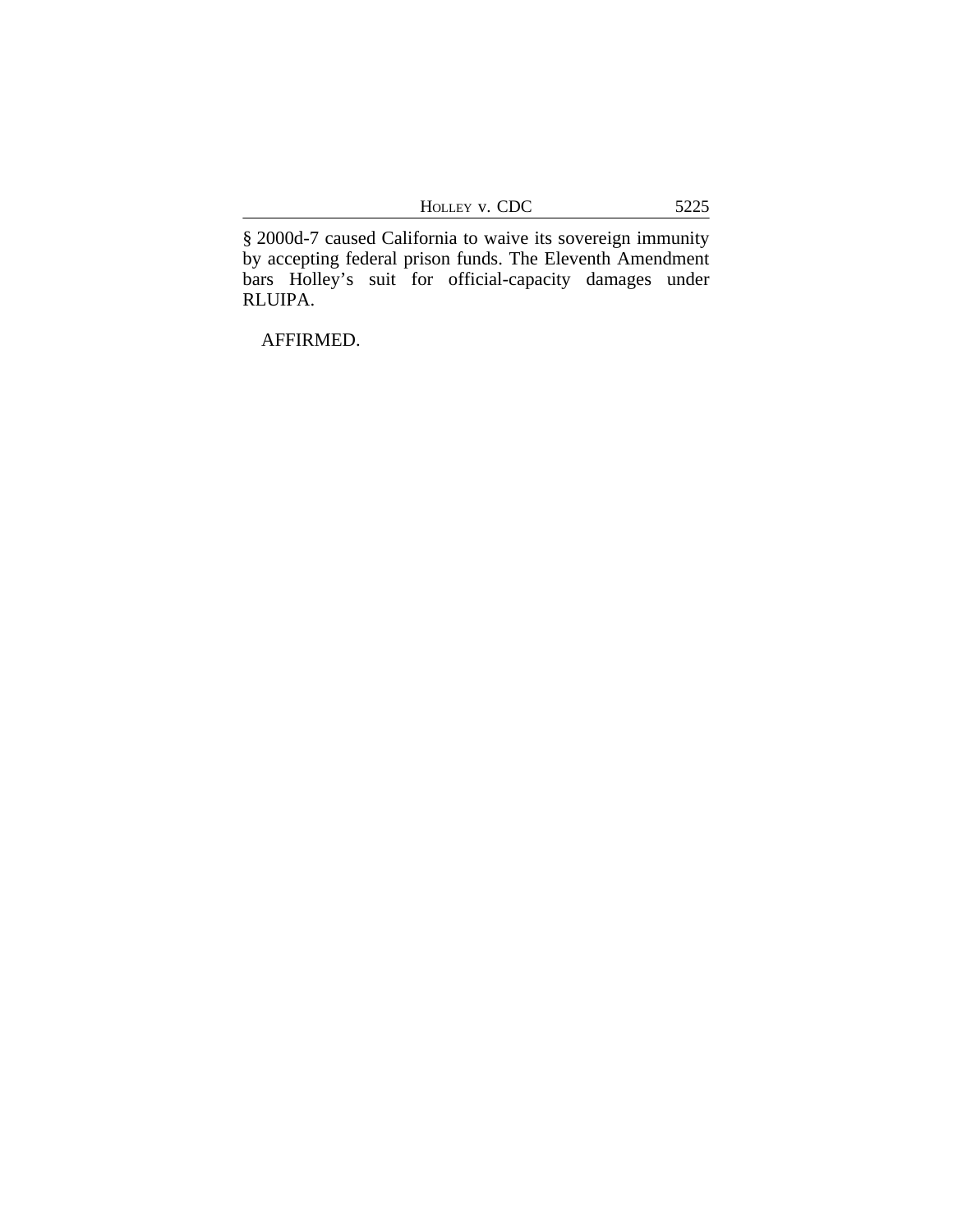§ 2000d-7 caused California to waive its sovereign immunity by accepting federal prison funds. The Eleventh Amendment bars Holley's suit for official-capacity damages under RLUIPA.

AFFIRMED.